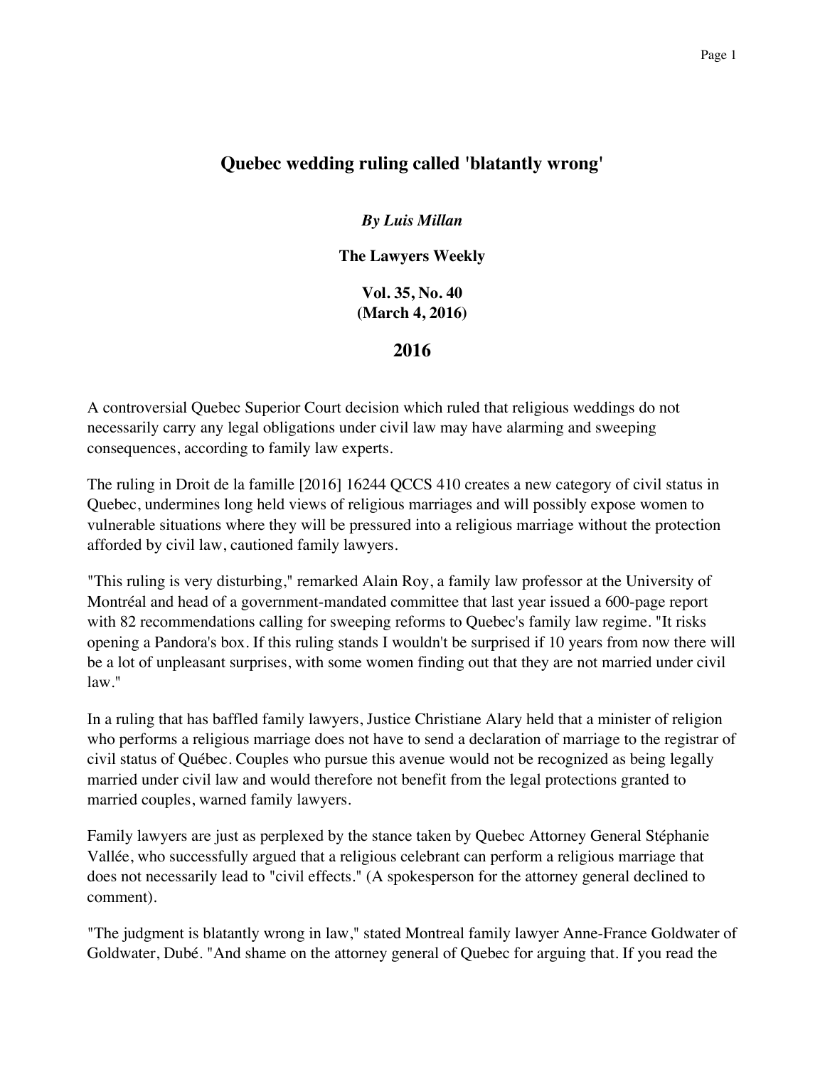## Quebec wedding ruling called 'blatantly wrong'

***By Luis Millan***

**The Lawyers Weekly**

**Vol. 35, No. 40**
**(March 4, 2016)**

**2016**

A controversial Quebec Superior Court decision which ruled that religious weddings do not necessarily carry any legal obligations under civil law may have alarming and sweeping consequences, according to family law experts.

The ruling in Droit de la famille [2016] 16244 QCCS 410 creates a new category of civil status in Quebec, undermines long held views of religious marriages and will possibly expose women to vulnerable situations where they will be pressured into a religious marriage without the protection afforded by civil law, cautioned family lawyers.

"This ruling is very disturbing," remarked Alain Roy, a family law professor at the University of Montréal and head of a government-mandated committee that last year issued a 600-page report with 82 recommendations calling for sweeping reforms to Quebec's family law regime. "It risks opening a Pandora's box. If this ruling stands I wouldn't be surprised if 10 years from now there will be a lot of unpleasant surprises, with some women finding out that they are not married under civil law."

In a ruling that has baffled family lawyers, Justice Christiane Alary held that a minister of religion who performs a religious marriage does not have to send a declaration of marriage to the registrar of civil status of Québec. Couples who pursue this avenue would not be recognized as being legally married under civil law and would therefore not benefit from the legal protections granted to married couples, warned family lawyers.

Family lawyers are just as perplexed by the stance taken by Quebec Attorney General Stéphanie Vallée, who successfully argued that a religious celebrant can perform a religious marriage that does not necessarily lead to "civil effects." (A spokesperson for the attorney general declined to comment).

"The judgment is blatantly wrong in law," stated Montreal family lawyer Anne-France Goldwater of Goldwater, Dubé. "And shame on the attorney general of Quebec for arguing that. If you read the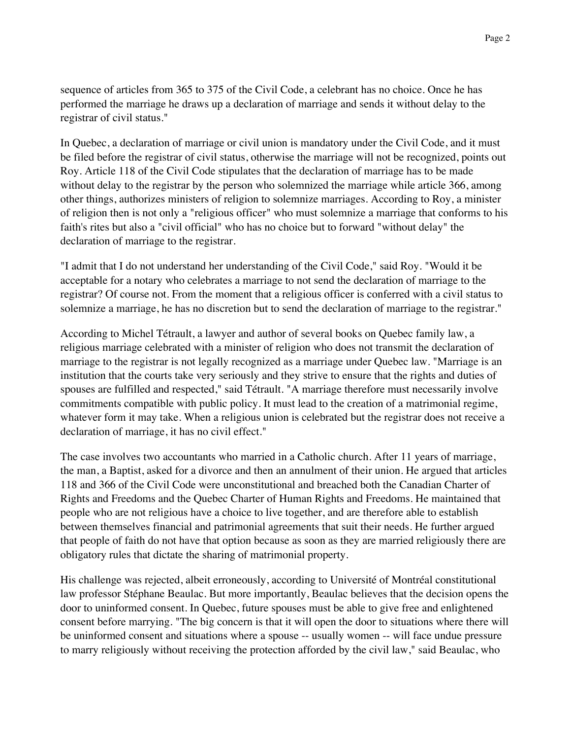sequence of articles from 365 to 375 of the Civil Code, a celebrant has no choice. Once he has performed the marriage he draws up a declaration of marriage and sends it without delay to the registrar of civil status."

In Quebec, a declaration of marriage or civil union is mandatory under the Civil Code, and it must be filed before the registrar of civil status, otherwise the marriage will not be recognized, points out Roy. Article 118 of the Civil Code stipulates that the declaration of marriage has to be made without delay to the registrar by the person who solemnized the marriage while article 366, among other things, authorizes ministers of religion to solemnize marriages. According to Roy, a minister of religion then is not only a "religious officer" who must solemnize a marriage that conforms to his faith's rites but also a "civil official" who has no choice but to forward "without delay" the declaration of marriage to the registrar.

"I admit that I do not understand her understanding of the Civil Code," said Roy. "Would it be acceptable for a notary who celebrates a marriage to not send the declaration of marriage to the registrar? Of course not. From the moment that a religious officer is conferred with a civil status to solemnize a marriage, he has no discretion but to send the declaration of marriage to the registrar."

According to Michel Tétrault, a lawyer and author of several books on Quebec family law, a religious marriage celebrated with a minister of religion who does not transmit the declaration of marriage to the registrar is not legally recognized as a marriage under Quebec law. "Marriage is an institution that the courts take very seriously and they strive to ensure that the rights and duties of spouses are fulfilled and respected," said Tétrault. "A marriage therefore must necessarily involve commitments compatible with public policy. It must lead to the creation of a matrimonial regime, whatever form it may take. When a religious union is celebrated but the registrar does not receive a declaration of marriage, it has no civil effect."

The case involves two accountants who married in a Catholic church. After 11 years of marriage, the man, a Baptist, asked for a divorce and then an annulment of their union. He argued that articles 118 and 366 of the Civil Code were unconstitutional and breached both the Canadian Charter of Rights and Freedoms and the Quebec Charter of Human Rights and Freedoms. He maintained that people who are not religious have a choice to live together, and are therefore able to establish between themselves financial and patrimonial agreements that suit their needs. He further argued that people of faith do not have that option because as soon as they are married religiously there are obligatory rules that dictate the sharing of matrimonial property.

His challenge was rejected, albeit erroneously, according to Université of Montréal constitutional law professor Stéphane Beaulac. But more importantly, Beaulac believes that the decision opens the door to uninformed consent. In Quebec, future spouses must be able to give free and enlightened consent before marrying. "The big concern is that it will open the door to situations where there will be uninformed consent and situations where a spouse -- usually women -- will face undue pressure to marry religiously without receiving the protection afforded by the civil law," said Beaulac, who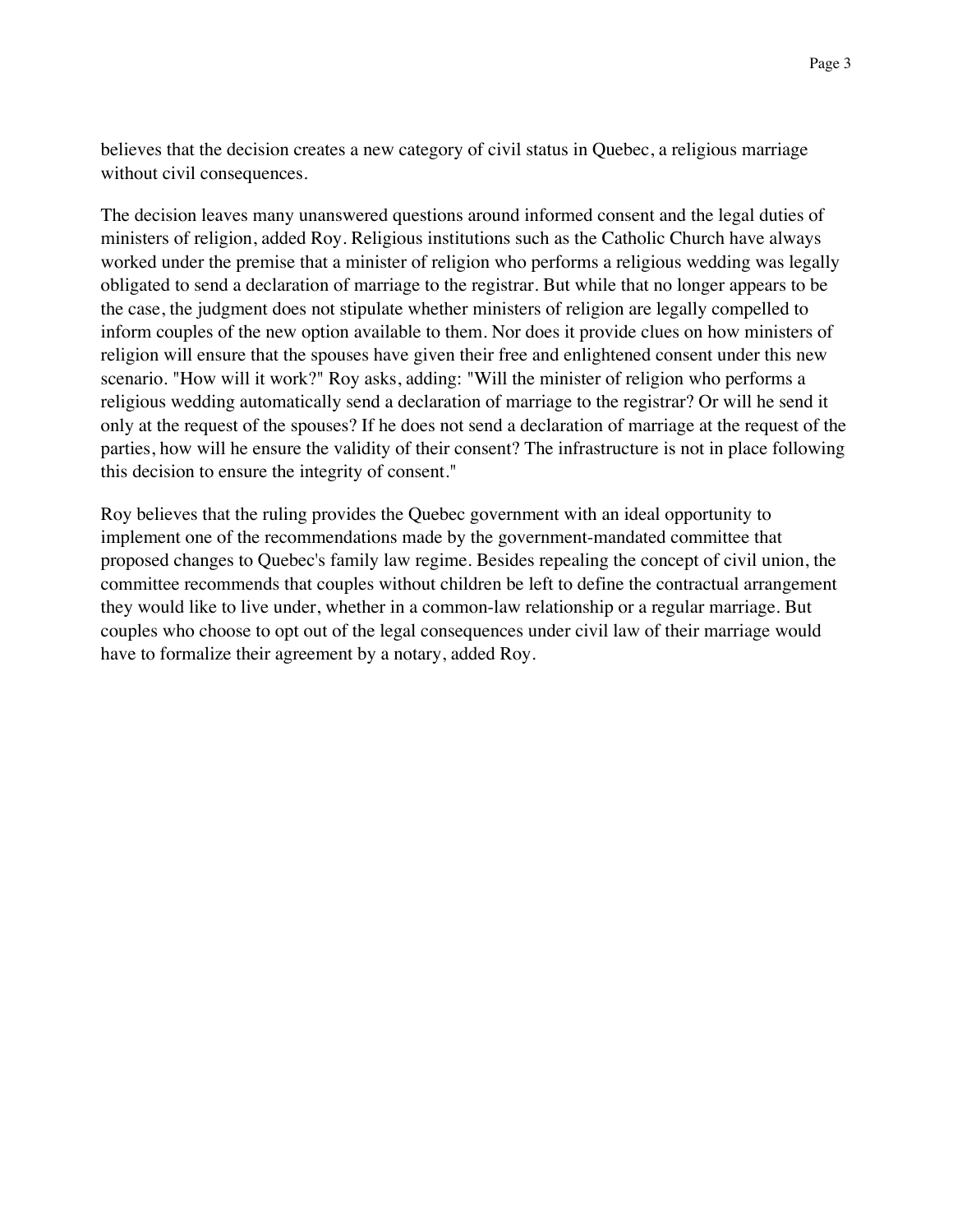believes that the decision creates a new category of civil status in Quebec, a religious marriage without civil consequences.

The decision leaves many unanswered questions around informed consent and the legal duties of ministers of religion, added Roy. Religious institutions such as the Catholic Church have always worked under the premise that a minister of religion who performs a religious wedding was legally obligated to send a declaration of marriage to the registrar. But while that no longer appears to be the case, the judgment does not stipulate whether ministers of religion are legally compelled to inform couples of the new option available to them. Nor does it provide clues on how ministers of religion will ensure that the spouses have given their free and enlightened consent under this new scenario. "How will it work?" Roy asks, adding: "Will the minister of religion who performs a religious wedding automatically send a declaration of marriage to the registrar? Or will he send it only at the request of the spouses? If he does not send a declaration of marriage at the request of the parties, how will he ensure the validity of their consent? The infrastructure is not in place following this decision to ensure the integrity of consent."

Roy believes that the ruling provides the Quebec government with an ideal opportunity to implement one of the recommendations made by the government-mandated committee that proposed changes to Quebec's family law regime. Besides repealing the concept of civil union, the committee recommends that couples without children be left to define the contractual arrangement they would like to live under, whether in a common-law relationship or a regular marriage. But couples who choose to opt out of the legal consequences under civil law of their marriage would have to formalize their agreement by a notary, added Roy.